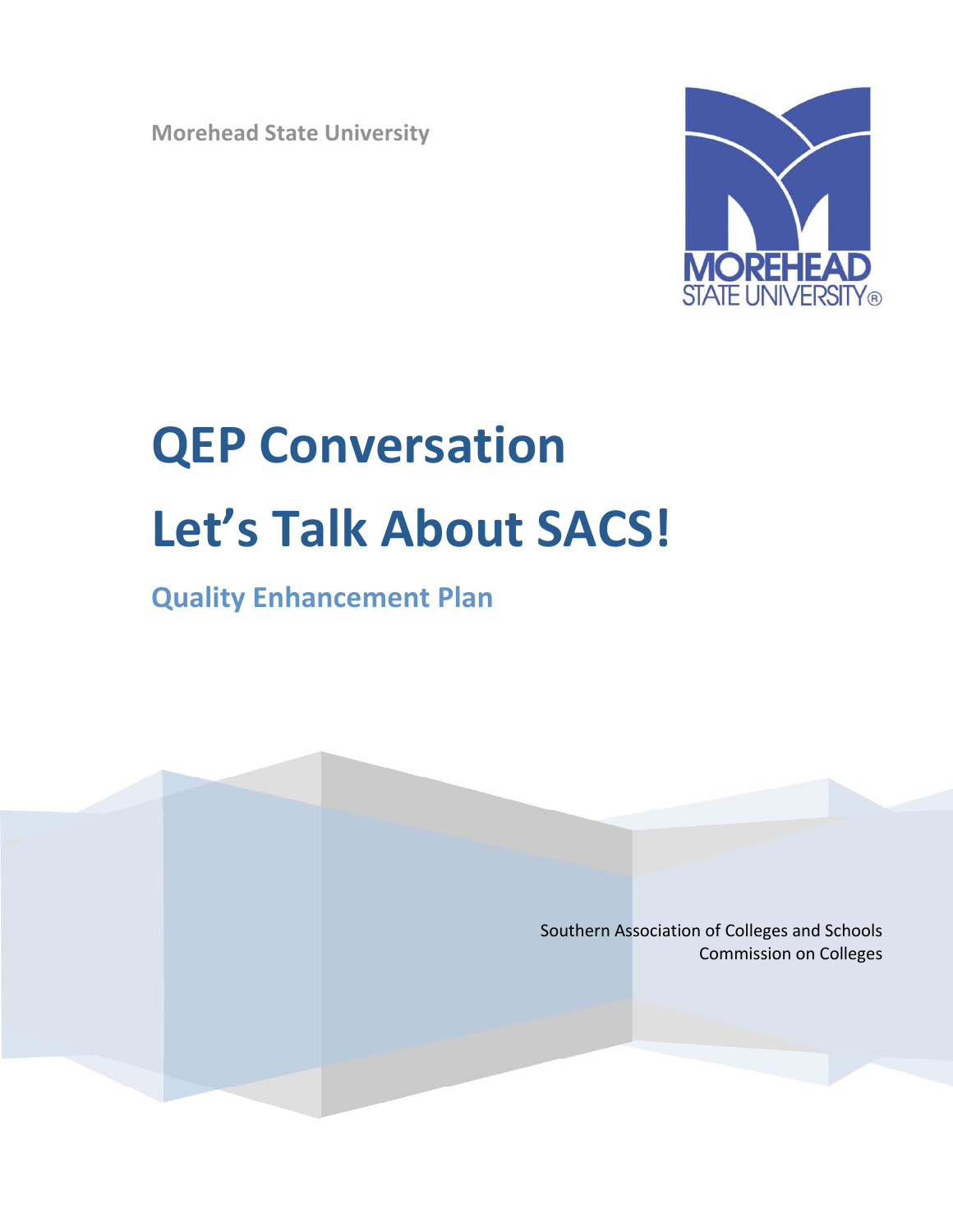Morehead State University

# QEP Conversation

# Let's Talk About SACS!

## Quality Enhancement Plan

Southern Association of Colleges and Schools
Commission on Colleges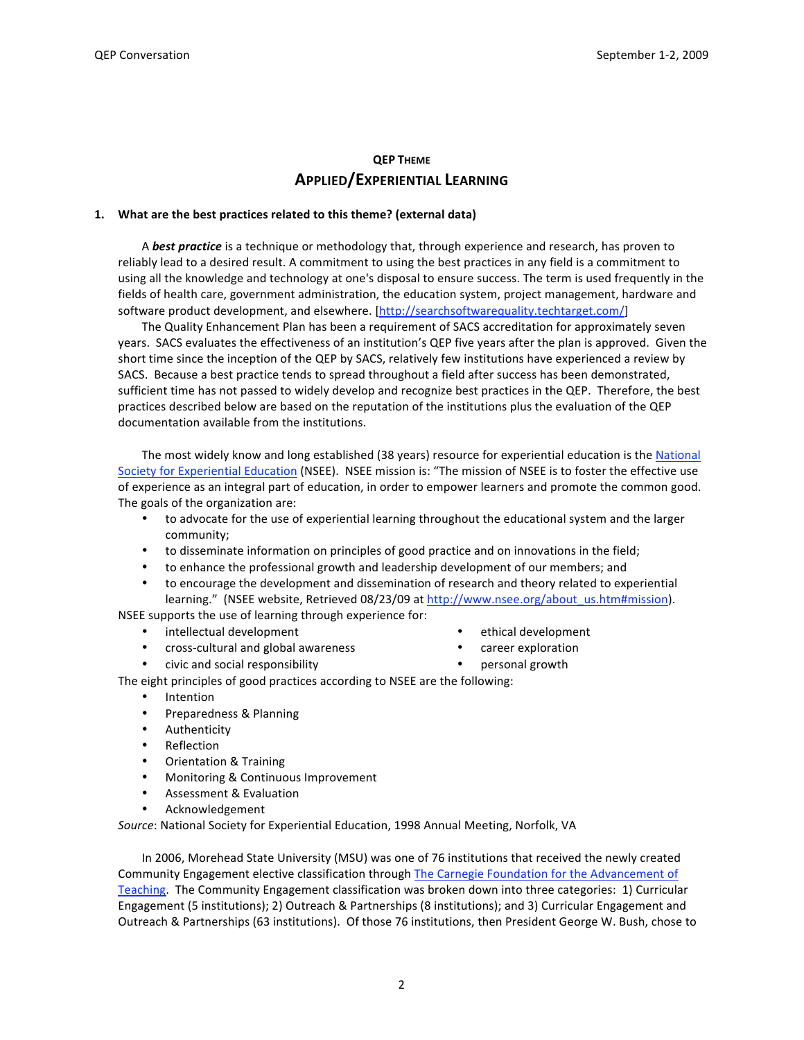## QEP Theme
## Applied/Experiential Learning

**1. What are the best practices related to this theme? (external data)**

A ***best practice*** is a technique or methodology that, through experience and research, has proven to reliably lead to a desired result. A commitment to using the best practices in any field is a commitment to using all the knowledge and technology at one's disposal to ensure success. The term is used frequently in the fields of health care, government administration, the education system, project management, hardware and software product development, and elsewhere. [http://searchsoftwarequality.techtarget.com/]

The Quality Enhancement Plan has been a requirement of SACS accreditation for approximately seven years. SACS evaluates the effectiveness of an institution's QEP five years after the plan is approved. Given the short time since the inception of the QEP by SACS, relatively few institutions have experienced a review by SACS. Because a best practice tends to spread throughout a field after success has been demonstrated, sufficient time has not passed to widely develop and recognize best practices in the QEP. Therefore, the best practices described below are based on the reputation of the institutions plus the evaluation of the QEP documentation available from the institutions.

The most widely know and long established (38 years) resource for experiential education is the National Society for Experiential Education (NSEE). NSEE mission is: "The mission of NSEE is to foster the effective use of experience as an integral part of education, in order to empower learners and promote the common good. The goals of the organization are:

- to advocate for the use of experiential learning throughout the educational system and the larger community;
- to disseminate information on principles of good practice and on innovations in the field;
- to enhance the professional growth and leadership development of our members; and
- to encourage the development and dissemination of research and theory related to experiential learning." (NSEE website, Retrieved 08/23/09 at http://www.nsee.org/about_us.htm#mission).

NSEE supports the use of learning through experience for:

- intellectual development
- cross-cultural and global awareness
- civic and social responsibility
- ethical development
- career exploration
- personal growth

The eight principles of good practices according to NSEE are the following:

- Intention
- Preparedness & Planning
- Authenticity
- Reflection
- Orientation & Training
- Monitoring & Continuous Improvement
- Assessment & Evaluation
- Acknowledgement

*Source*: National Society for Experiential Education, 1998 Annual Meeting, Norfolk, VA

In 2006, Morehead State University (MSU) was one of 76 institutions that received the newly created Community Engagement elective classification through The Carnegie Foundation for the Advancement of Teaching. The Community Engagement classification was broken down into three categories: 1) Curricular Engagement (5 institutions); 2) Outreach & Partnerships (8 institutions); and 3) Curricular Engagement and Outreach & Partnerships (63 institutions). Of those 76 institutions, then President George W. Bush, chose to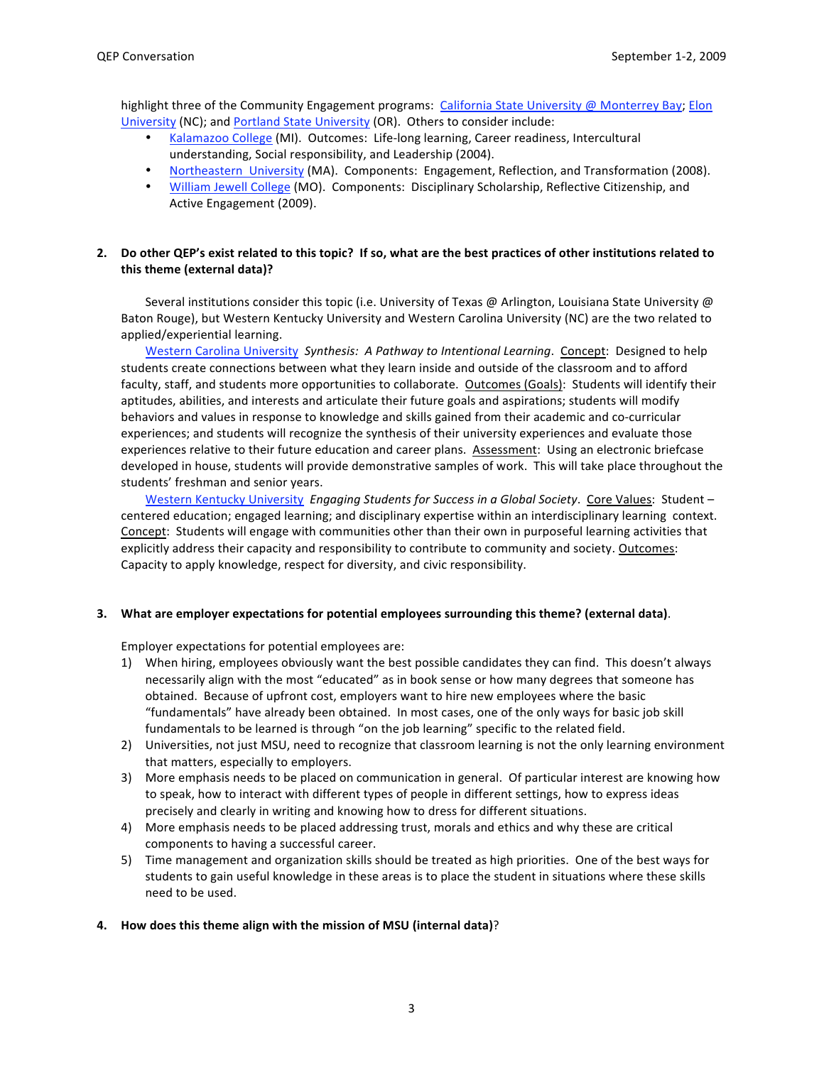highlight three of the Community Engagement programs: California State University @ Monterrey Bay; Elon University (NC); and Portland State University (OR). Others to consider include:

- Kalamazoo College (MI). Outcomes: Life-long learning, Career readiness, Intercultural understanding, Social responsibility, and Leadership (2004).
- Northeastern University (MA). Components: Engagement, Reflection, and Transformation (2008).
- William Jewell College (MO). Components: Disciplinary Scholarship, Reflective Citizenship, and Active Engagement (2009).

**2. Do other QEP's exist related to this topic? If so, what are the best practices of other institutions related to this theme (external data)?**

Several institutions consider this topic (i.e. University of Texas @ Arlington, Louisiana State University @ Baton Rouge), but Western Kentucky University and Western Carolina University (NC) are the two related to applied/experiential learning.

Western Carolina University *Synthesis: A Pathway to Intentional Learning*. Concept: Designed to help students create connections between what they learn inside and outside of the classroom and to afford faculty, staff, and students more opportunities to collaborate. Outcomes (Goals): Students will identify their aptitudes, abilities, and interests and articulate their future goals and aspirations; students will modify behaviors and values in response to knowledge and skills gained from their academic and co-curricular experiences; and students will recognize the synthesis of their university experiences and evaluate those experiences relative to their future education and career plans. Assessment: Using an electronic briefcase developed in house, students will provide demonstrative samples of work. This will take place throughout the students' freshman and senior years.

Western Kentucky University *Engaging Students for Success in a Global Society*. Core Values: Student – centered education; engaged learning; and disciplinary expertise within an interdisciplinary learning context. Concept: Students will engage with communities other than their own in purposeful learning activities that explicitly address their capacity and responsibility to contribute to community and society. Outcomes: Capacity to apply knowledge, respect for diversity, and civic responsibility.

**3. What are employer expectations for potential employees surrounding this theme? (external data)**.

Employer expectations for potential employees are:

1) When hiring, employees obviously want the best possible candidates they can find. This doesn't always necessarily align with the most "educated" as in book sense or how many degrees that someone has obtained. Because of upfront cost, employers want to hire new employees where the basic "fundamentals" have already been obtained. In most cases, one of the only ways for basic job skill fundamentals to be learned is through "on the job learning" specific to the related field.
2) Universities, not just MSU, need to recognize that classroom learning is not the only learning environment that matters, especially to employers.
3) More emphasis needs to be placed on communication in general. Of particular interest are knowing how to speak, how to interact with different types of people in different settings, how to express ideas precisely and clearly in writing and knowing how to dress for different situations.
4) More emphasis needs to be placed addressing trust, morals and ethics and why these are critical components to having a successful career.
5) Time management and organization skills should be treated as high priorities. One of the best ways for students to gain useful knowledge in these areas is to place the student in situations where these skills need to be used.

**4. How does this theme align with the mission of MSU (internal data)?**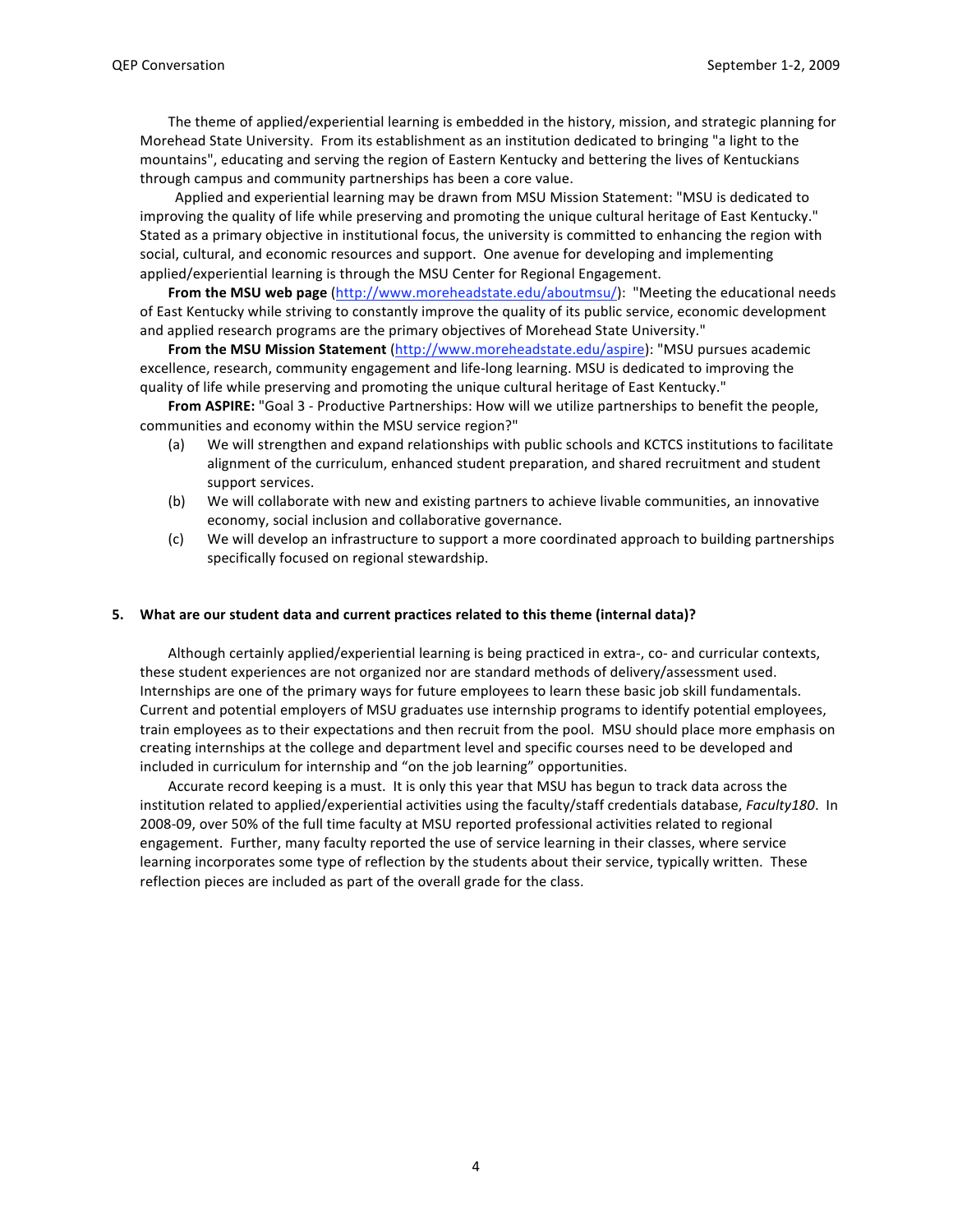The theme of applied/experiential learning is embedded in the history, mission, and strategic planning for Morehead State University. From its establishment as an institution dedicated to bringing "a light to the mountains", educating and serving the region of Eastern Kentucky and bettering the lives of Kentuckians through campus and community partnerships has been a core value.

Applied and experiential learning may be drawn from MSU Mission Statement: "MSU is dedicated to improving the quality of life while preserving and promoting the unique cultural heritage of East Kentucky." Stated as a primary objective in institutional focus, the university is committed to enhancing the region with social, cultural, and economic resources and support. One avenue for developing and implementing applied/experiential learning is through the MSU Center for Regional Engagement.

**From the MSU web page** (http://www.moreheadstate.edu/aboutmsu/): "Meeting the educational needs of East Kentucky while striving to constantly improve the quality of its public service, economic development and applied research programs are the primary objectives of Morehead State University."

**From the MSU Mission Statement** (http://www.moreheadstate.edu/aspire): "MSU pursues academic excellence, research, community engagement and life-long learning. MSU is dedicated to improving the quality of life while preserving and promoting the unique cultural heritage of East Kentucky."

**From ASPIRE:** "Goal 3 - Productive Partnerships: How will we utilize partnerships to benefit the people, communities and economy within the MSU service region?"

(a) We will strengthen and expand relationships with public schools and KCTCS institutions to facilitate alignment of the curriculum, enhanced student preparation, and shared recruitment and student support services.

(b) We will collaborate with new and existing partners to achieve livable communities, an innovative economy, social inclusion and collaborative governance.

(c) We will develop an infrastructure to support a more coordinated approach to building partnerships specifically focused on regional stewardship.

## 5. What are our student data and current practices related to this theme (internal data)?

Although certainly applied/experiential learning is being practiced in extra-, co- and curricular contexts, these student experiences are not organized nor are standard methods of delivery/assessment used. Internships are one of the primary ways for future employees to learn these basic job skill fundamentals. Current and potential employers of MSU graduates use internship programs to identify potential employees, train employees as to their expectations and then recruit from the pool. MSU should place more emphasis on creating internships at the college and department level and specific courses need to be developed and included in curriculum for internship and "on the job learning" opportunities.

Accurate record keeping is a must. It is only this year that MSU has begun to track data across the institution related to applied/experiential activities using the faculty/staff credentials database, *Faculty180*. In 2008-09, over 50% of the full time faculty at MSU reported professional activities related to regional engagement. Further, many faculty reported the use of service learning in their classes, where service learning incorporates some type of reflection by the students about their service, typically written. These reflection pieces are included as part of the overall grade for the class.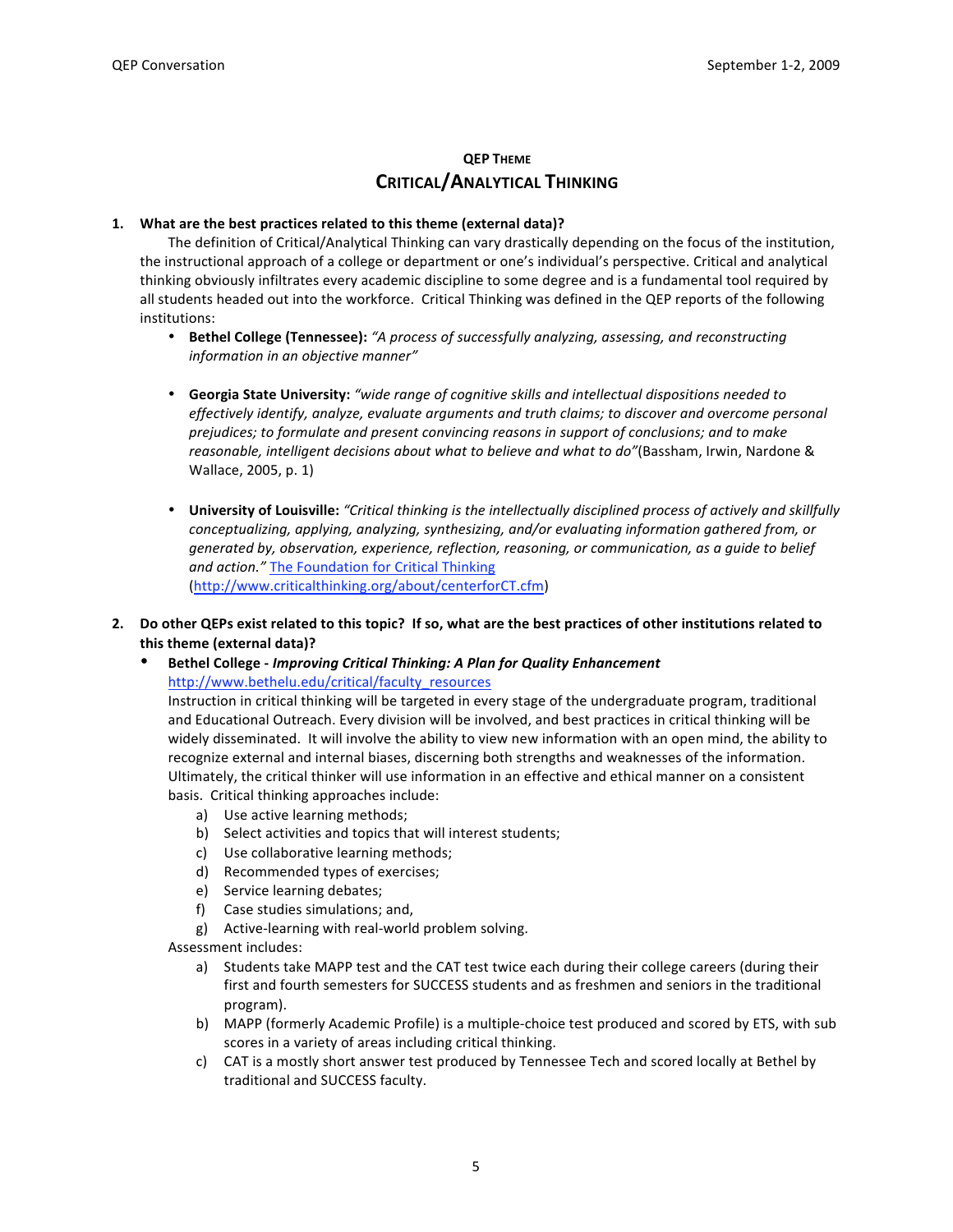## QEP THEME
## CRITICAL/ANALYTICAL THINKING

**1. What are the best practices related to this theme (external data)?**

The definition of Critical/Analytical Thinking can vary drastically depending on the focus of the institution, the instructional approach of a college or department or one's individual's perspective. Critical and analytical thinking obviously infiltrates every academic discipline to some degree and is a fundamental tool required by all students headed out into the workforce. Critical Thinking was defined in the QEP reports of the following institutions:

- **Bethel College (Tennessee):** *"A process of successfully analyzing, assessing, and reconstructing information in an objective manner"*

- **Georgia State University:** *"wide range of cognitive skills and intellectual dispositions needed to effectively identify, analyze, evaluate arguments and truth claims; to discover and overcome personal prejudices; to formulate and present convincing reasons in support of conclusions; and to make reasonable, intelligent decisions about what to believe and what to do"*(Bassham, Irwin, Nardone & Wallace, 2005, p. 1)

- **University of Louisville:** *"Critical thinking is the intellectually disciplined process of actively and skillfully conceptualizing, applying, analyzing, synthesizing, and/or evaluating information gathered from, or generated by, observation, experience, reflection, reasoning, or communication, as a guide to belief and action."* [The Foundation for Critical Thinking](http://www.criticalthinking.org/about/centerforCT.cfm) (http://www.criticalthinking.org/about/centerforCT.cfm)

**2. Do other QEPs exist related to this topic? If so, what are the best practices of other institutions related to this theme (external data)?**

- **Bethel College - *Improving Critical Thinking: A Plan for Quality Enhancement***
  http://www.bethelu.edu/critical/faculty_resources
  Instruction in critical thinking will be targeted in every stage of the undergraduate program, traditional and Educational Outreach. Every division will be involved, and best practices in critical thinking will be widely disseminated. It will involve the ability to view new information with an open mind, the ability to recognize external and internal biases, discerning both strengths and weaknesses of the information. Ultimately, the critical thinker will use information in an effective and ethical manner on a consistent basis. Critical thinking approaches include:
  a) Use active learning methods;
  b) Select activities and topics that will interest students;
  c) Use collaborative learning methods;
  d) Recommended types of exercises;
  e) Service learning debates;
  f) Case studies simulations; and,
  g) Active-learning with real-world problem solving.

  Assessment includes:
  a) Students take MAPP test and the CAT test twice each during their college careers (during their first and fourth semesters for SUCCESS students and as freshmen and seniors in the traditional program).
  b) MAPP (formerly Academic Profile) is a multiple-choice test produced and scored by ETS, with sub scores in a variety of areas including critical thinking.
  c) CAT is a mostly short answer test produced by Tennessee Tech and scored locally at Bethel by traditional and SUCCESS faculty.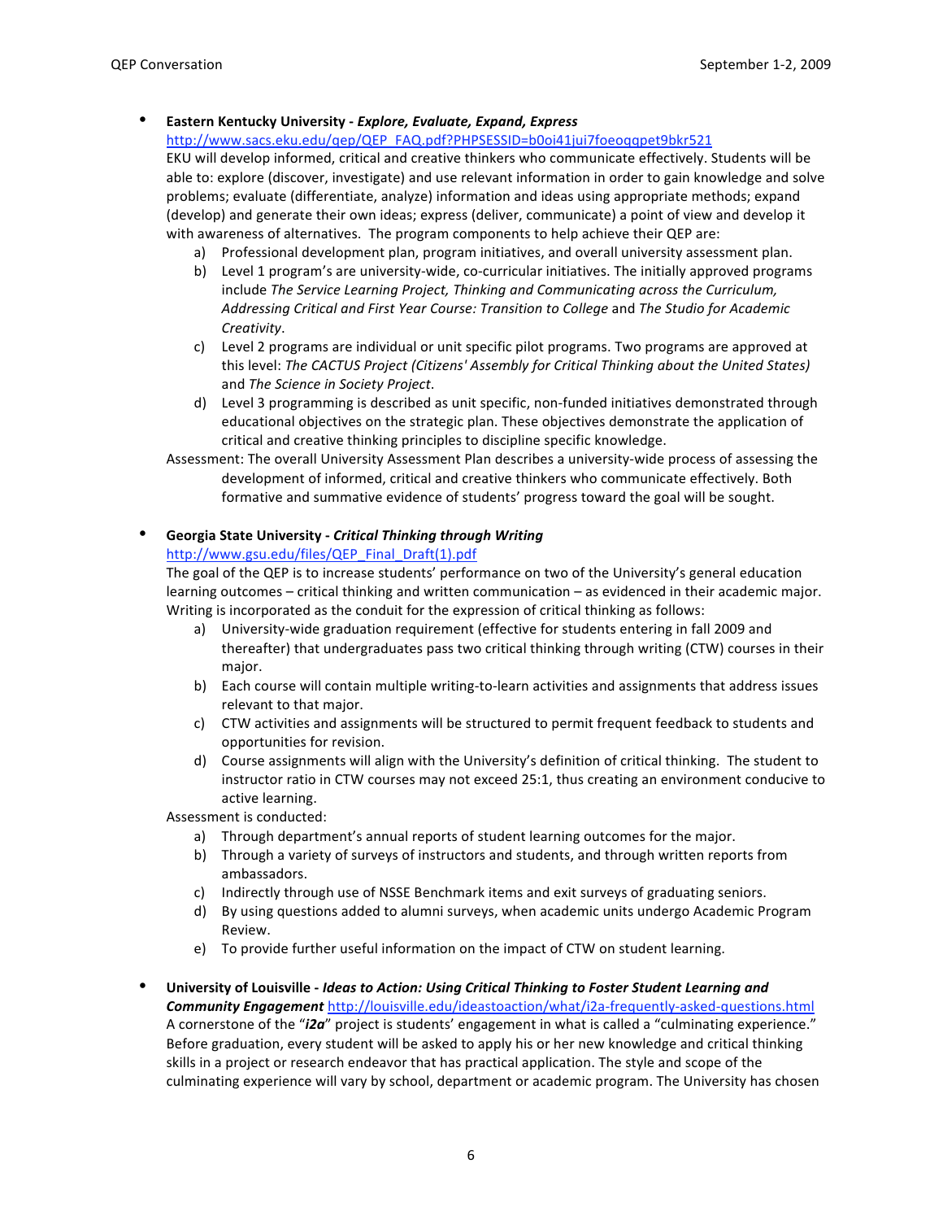- **Eastern Kentucky University - *Explore, Evaluate, Expand, Express***
  http://www.sacs.eku.edu/qep/QEP_FAQ.pdf?PHPSESSID=b0oi41jui7foeoqqpet9bkr521
  EKU will develop informed, critical and creative thinkers who communicate effectively. Students will be able to: explore (discover, investigate) and use relevant information in order to gain knowledge and solve problems; evaluate (differentiate, analyze) information and ideas using appropriate methods; expand (develop) and generate their own ideas; express (deliver, communicate) a point of view and develop it with awareness of alternatives. The program components to help achieve their QEP are:
  a) Professional development plan, program initiatives, and overall university assessment plan.
  b) Level 1 program's are university-wide, co-curricular initiatives. The initially approved programs include *The Service Learning Project, Thinking and Communicating across the Curriculum, Addressing Critical and First Year Course: Transition to College* and *The Studio for Academic Creativity*.
  c) Level 2 programs are individual or unit specific pilot programs. Two programs are approved at this level: *The CACTUS Project (Citizens' Assembly for Critical Thinking about the United States)* and *The Science in Society Project*.
  d) Level 3 programming is described as unit specific, non-funded initiatives demonstrated through educational objectives on the strategic plan. These objectives demonstrate the application of critical and creative thinking principles to discipline specific knowledge.

  Assessment: The overall University Assessment Plan describes a university-wide process of assessing the development of informed, critical and creative thinkers who communicate effectively. Both formative and summative evidence of students' progress toward the goal will be sought.

- **Georgia State University - *Critical Thinking through Writing***
  http://www.gsu.edu/files/QEP_Final_Draft(1).pdf
  The goal of the QEP is to increase students' performance on two of the University's general education learning outcomes – critical thinking and written communication – as evidenced in their academic major. Writing is incorporated as the conduit for the expression of critical thinking as follows:
  a) University-wide graduation requirement (effective for students entering in fall 2009 and thereafter) that undergraduates pass two critical thinking through writing (CTW) courses in their major.
  b) Each course will contain multiple writing-to-learn activities and assignments that address issues relevant to that major.
  c) CTW activities and assignments will be structured to permit frequent feedback to students and opportunities for revision.
  d) Course assignments will align with the University's definition of critical thinking. The student to instructor ratio in CTW courses may not exceed 25:1, thus creating an environment conducive to active learning.

  Assessment is conducted:
  a) Through department's annual reports of student learning outcomes for the major.
  b) Through a variety of surveys of instructors and students, and through written reports from ambassadors.
  c) Indirectly through use of NSSE Benchmark items and exit surveys of graduating seniors.
  d) By using questions added to alumni surveys, when academic units undergo Academic Program Review.
  e) To provide further useful information on the impact of CTW on student learning.

- **University of Louisville - *Ideas to Action: Using Critical Thinking to Foster Student Learning and Community Engagement*** http://louisville.edu/ideastoaction/what/i2a-frequently-asked-questions.html
  A cornerstone of the "***i2a***" project is students' engagement in what is called a "culminating experience." Before graduation, every student will be asked to apply his or her new knowledge and critical thinking skills in a project or research endeavor that has practical application. The style and scope of the culminating experience will vary by school, department or academic program. The University has chosen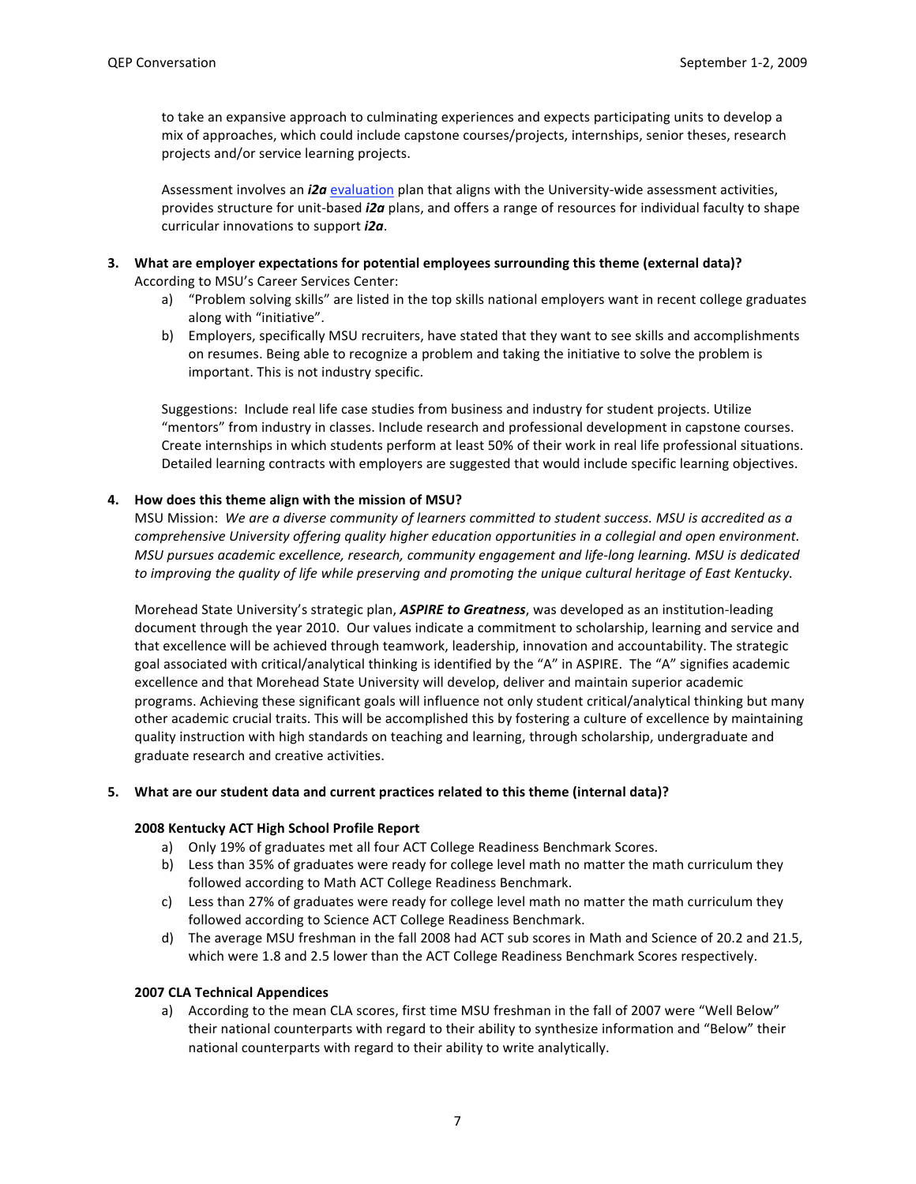to take an expansive approach to culminating experiences and expects participating units to develop a mix of approaches, which could include capstone courses/projects, internships, senior theses, research projects and/or service learning projects.

Assessment involves an ***i2a*** evaluation plan that aligns with the University-wide assessment activities, provides structure for unit-based ***i2a*** plans, and offers a range of resources for individual faculty to shape curricular innovations to support ***i2a***.

**3. What are employer expectations for potential employees surrounding this theme (external data)?**

According to MSU's Career Services Center:

a) "Problem solving skills" are listed in the top skills national employers want in recent college graduates along with "initiative".
b) Employers, specifically MSU recruiters, have stated that they want to see skills and accomplishments on resumes. Being able to recognize a problem and taking the initiative to solve the problem is important. This is not industry specific.

Suggestions: Include real life case studies from business and industry for student projects. Utilize "mentors" from industry in classes. Include research and professional development in capstone courses. Create internships in which students perform at least 50% of their work in real life professional situations. Detailed learning contracts with employers are suggested that would include specific learning objectives.

**4. How does this theme align with the mission of MSU?**

MSU Mission: *We are a diverse community of learners committed to student success. MSU is accredited as a comprehensive University offering quality higher education opportunities in a collegial and open environment. MSU pursues academic excellence, research, community engagement and life-long learning. MSU is dedicated to improving the quality of life while preserving and promoting the unique cultural heritage of East Kentucky.*

Morehead State University's strategic plan, ***ASPIRE to Greatness***, was developed as an institution-leading document through the year 2010. Our values indicate a commitment to scholarship, learning and service and that excellence will be achieved through teamwork, leadership, innovation and accountability. The strategic goal associated with critical/analytical thinking is identified by the "A" in ASPIRE. The "A" signifies academic excellence and that Morehead State University will develop, deliver and maintain superior academic programs. Achieving these significant goals will influence not only student critical/analytical thinking but many other academic crucial traits. This will be accomplished this by fostering a culture of excellence by maintaining quality instruction with high standards on teaching and learning, through scholarship, undergraduate and graduate research and creative activities.

**5. What are our student data and current practices related to this theme (internal data)?**

**2008 Kentucky ACT High School Profile Report**

a) Only 19% of graduates met all four ACT College Readiness Benchmark Scores.
b) Less than 35% of graduates were ready for college level math no matter the math curriculum they followed according to Math ACT College Readiness Benchmark.
c) Less than 27% of graduates were ready for college level math no matter the math curriculum they followed according to Science ACT College Readiness Benchmark.
d) The average MSU freshman in the fall 2008 had ACT sub scores in Math and Science of 20.2 and 21.5, which were 1.8 and 2.5 lower than the ACT College Readiness Benchmark Scores respectively.

**2007 CLA Technical Appendices**

a) According to the mean CLA scores, first time MSU freshman in the fall of 2007 were "Well Below" their national counterparts with regard to their ability to synthesize information and "Below" their national counterparts with regard to their ability to write analytically.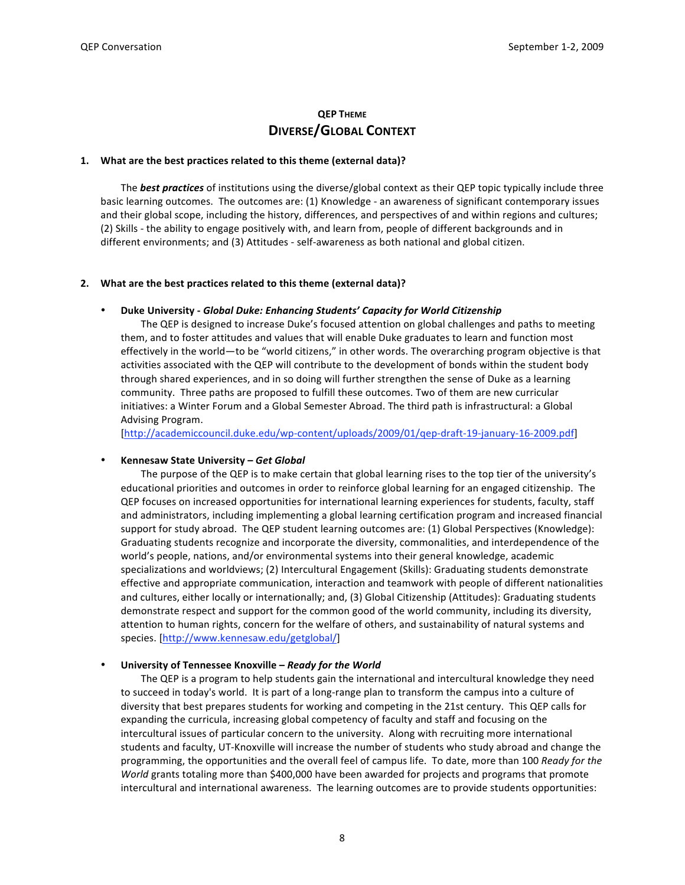## QEP THEME
# DIVERSE/GLOBAL CONTEXT

**1. What are the best practices related to this theme (external data)?**

The ***best practices*** of institutions using the diverse/global context as their QEP topic typically include three basic learning outcomes. The outcomes are: (1) Knowledge - an awareness of significant contemporary issues and their global scope, including the history, differences, and perspectives of and within regions and cultures; (2) Skills - the ability to engage positively with, and learn from, people of different backgrounds and in different environments; and (3) Attitudes - self-awareness as both national and global citizen.

**2. What are the best practices related to this theme (external data)?**

- **Duke University - *Global Duke: Enhancing Students' Capacity for World Citizenship***
  The QEP is designed to increase Duke's focused attention on global challenges and paths to meeting them, and to foster attitudes and values that will enable Duke graduates to learn and function most effectively in the world—to be "world citizens," in other words. The overarching program objective is that activities associated with the QEP will contribute to the development of bonds within the student body through shared experiences, and in so doing will further strengthen the sense of Duke as a learning community. Three paths are proposed to fulfill these outcomes. Two of them are new curricular initiatives: a Winter Forum and a Global Semester Abroad. The third path is infrastructural: a Global Advising Program.
  [http://academiccouncil.duke.edu/wp-content/uploads/2009/01/qep-draft-19-january-16-2009.pdf]

- **Kennesaw State University – *Get Global***
  The purpose of the QEP is to make certain that global learning rises to the top tier of the university's educational priorities and outcomes in order to reinforce global learning for an engaged citizenship. The QEP focuses on increased opportunities for international learning experiences for students, faculty, staff and administrators, including implementing a global learning certification program and increased financial support for study abroad. The QEP student learning outcomes are: (1) Global Perspectives (Knowledge): Graduating students recognize and incorporate the diversity, commonalities, and interdependence of the world's people, nations, and/or environmental systems into their general knowledge, academic specializations and worldviews; (2) Intercultural Engagement (Skills): Graduating students demonstrate effective and appropriate communication, interaction and teamwork with people of different nationalities and cultures, either locally or internationally; and, (3) Global Citizenship (Attitudes): Graduating students demonstrate respect and support for the common good of the world community, including its diversity, attention to human rights, concern for the welfare of others, and sustainability of natural systems and species. [http://www.kennesaw.edu/getglobal/]

- **University of Tennessee Knoxville – *Ready for the World***
  The QEP is a program to help students gain the international and intercultural knowledge they need to succeed in today's world. It is part of a long-range plan to transform the campus into a culture of diversity that best prepares students for working and competing in the 21st century. This QEP calls for expanding the curricula, increasing global competency of faculty and staff and focusing on the intercultural issues of particular concern to the university. Along with recruiting more international students and faculty, UT-Knoxville will increase the number of students who study abroad and change the programming, the opportunities and the overall feel of campus life. To date, more than 100 *Ready for the World* grants totaling more than $400,000 have been awarded for projects and programs that promote intercultural and international awareness. The learning outcomes are to provide students opportunities: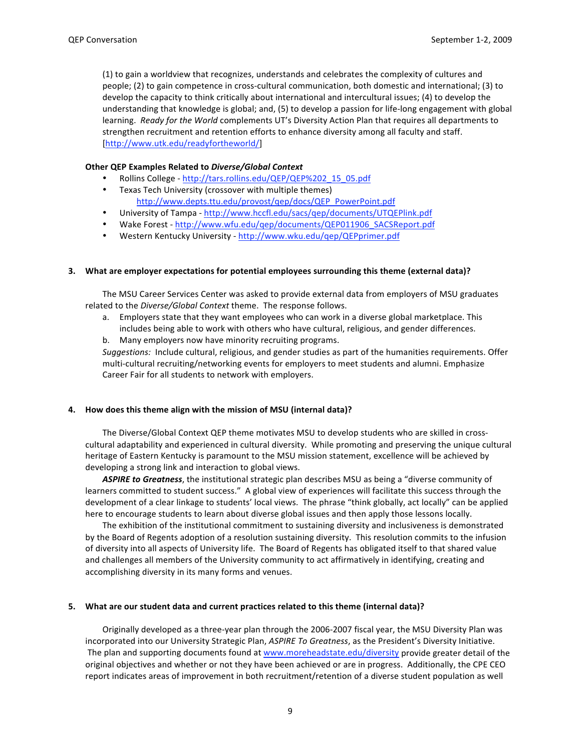(1) to gain a worldview that recognizes, understands and celebrates the complexity of cultures and people; (2) to gain competence in cross-cultural communication, both domestic and international; (3) to develop the capacity to think critically about international and intercultural issues; (4) to develop the understanding that knowledge is global; and, (5) to develop a passion for life-long engagement with global learning. *Ready for the World* complements UT's Diversity Action Plan that requires all departments to strengthen recruitment and retention efforts to enhance diversity among all faculty and staff. [http://www.utk.edu/readyfortheworld/]

**Other QEP Examples Related to *Diverse/Global Context***

- Rollins College - http://tars.rollins.edu/QEP/QEP%202_15_05.pdf
- Texas Tech University (crossover with multiple themes)
  http://www.depts.ttu.edu/provost/qep/docs/QEP_PowerPoint.pdf
- University of Tampa - http://www.hccfl.edu/sacs/qep/documents/UTQEPlink.pdf
- Wake Forest - http://www.wfu.edu/qep/documents/QEP011906_SACSReport.pdf
- Western Kentucky University - http://www.wku.edu/qep/QEPprimer.pdf

### 3. What are employer expectations for potential employees surrounding this theme (external data)?

The MSU Career Services Center was asked to provide external data from employers of MSU graduates related to the *Diverse/Global Context* theme. The response follows.

a. Employers state that they want employees who can work in a diverse global marketplace. This includes being able to work with others who have cultural, religious, and gender differences.
b. Many employers now have minority recruiting programs.

*Suggestions:* Include cultural, religious, and gender studies as part of the humanities requirements. Offer multi-cultural recruiting/networking events for employers to meet students and alumni. Emphasize Career Fair for all students to network with employers.

### 4. How does this theme align with the mission of MSU (internal data)?

The Diverse/Global Context QEP theme motivates MSU to develop students who are skilled in cross-cultural adaptability and experienced in cultural diversity. While promoting and preserving the unique cultural heritage of Eastern Kentucky is paramount to the MSU mission statement, excellence will be achieved by developing a strong link and interaction to global views.

***ASPIRE to Greatness***, the institutional strategic plan describes MSU as being a "diverse community of learners committed to student success." A global view of experiences will facilitate this success through the development of a clear linkage to students' local views. The phrase "think globally, act locally" can be applied here to encourage students to learn about diverse global issues and then apply those lessons locally.

The exhibition of the institutional commitment to sustaining diversity and inclusiveness is demonstrated by the Board of Regents adoption of a resolution sustaining diversity. This resolution commits to the infusion of diversity into all aspects of University life. The Board of Regents has obligated itself to that shared value and challenges all members of the University community to act affirmatively in identifying, creating and accomplishing diversity in its many forms and venues.

### 5. What are our student data and current practices related to this theme (internal data)?

Originally developed as a three-year plan through the 2006-2007 fiscal year, the MSU Diversity Plan was incorporated into our University Strategic Plan, *ASPIRE To Greatness*, as the President's Diversity Initiative. The plan and supporting documents found at www.moreheadstate.edu/diversity provide greater detail of the original objectives and whether or not they have been achieved or are in progress. Additionally, the CPE CEO report indicates areas of improvement in both recruitment/retention of a diverse student population as well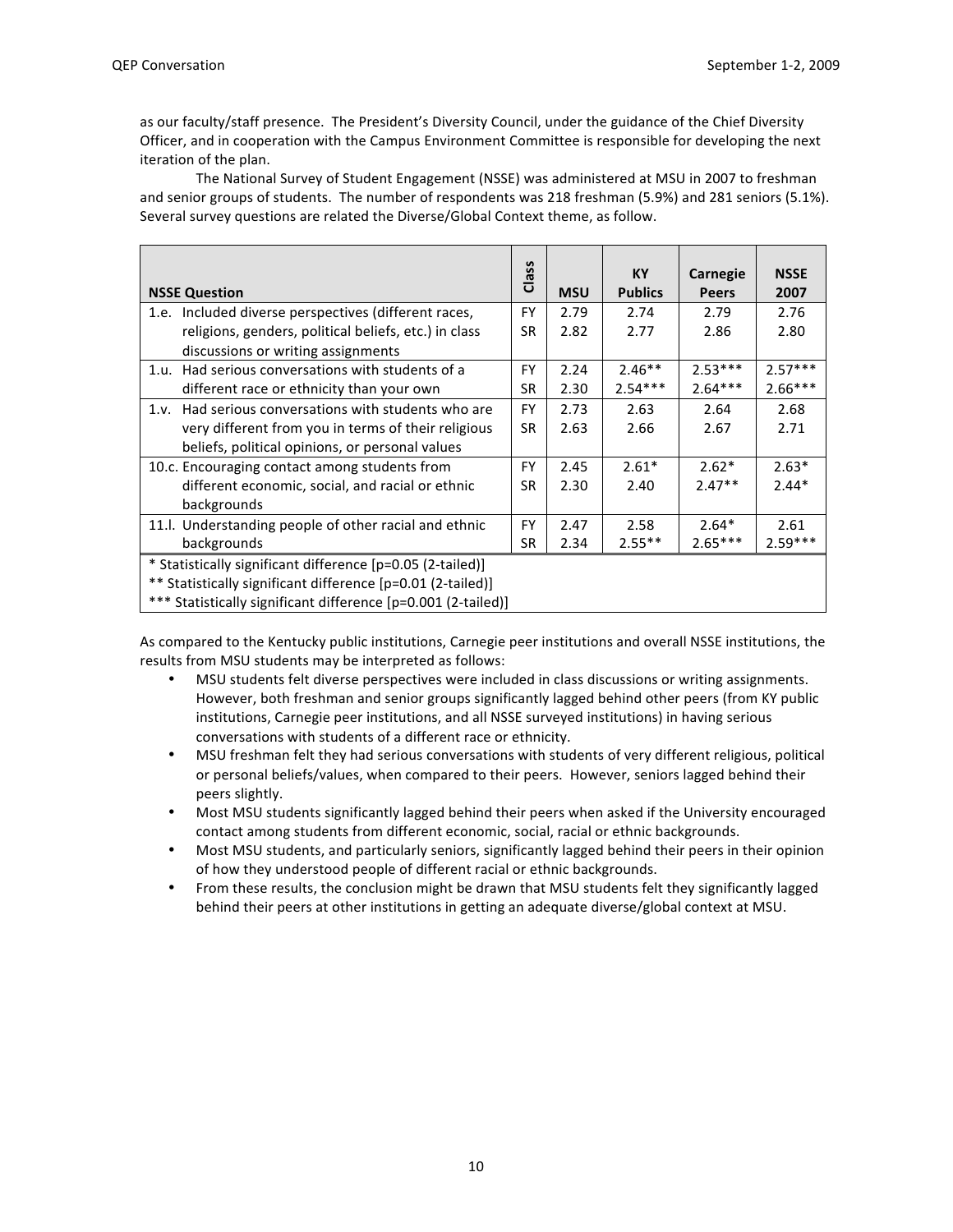as our faculty/staff presence. The President's Diversity Council, under the guidance of the Chief Diversity Officer, and in cooperation with the Campus Environment Committee is responsible for developing the next iteration of the plan.

The National Survey of Student Engagement (NSSE) was administered at MSU in 2007 to freshman and senior groups of students. The number of respondents was 218 freshman (5.9%) and 281 seniors (5.1%). Several survey questions are related the Diverse/Global Context theme, as follow.

| NSSE Question | Class | MSU | KY Publics | Carnegie Peers | NSSE 2007 |
|---|---|---|---|---|---|
| 1.e. Included diverse perspectives (different races, religions, genders, political beliefs, etc.) in class discussions or writing assignments | FY<br>SR | 2.79<br>2.82 | 2.74<br>2.77 | 2.79<br>2.86 | 2.76<br>2.80 |
| 1.u. Had serious conversations with students of a different race or ethnicity than your own | FY<br>SR | 2.24<br>2.30 | 2.46**<br>2.54*** | 2.53***<br>2.64*** | 2.57***<br>2.66*** |
| 1.v. Had serious conversations with students who are very different from you in terms of their religious beliefs, political opinions, or personal values | FY<br>SR | 2.73<br>2.63 | 2.63<br>2.66 | 2.64<br>2.67 | 2.68<br>2.71 |
| 10.c. Encouraging contact among students from different economic, social, and racial or ethnic backgrounds | FY<br>SR | 2.45<br>2.30 | 2.61*<br>2.40 | 2.62*<br>2.47** | 2.63*<br>2.44* |
| 11.l. Understanding people of other racial and ethnic backgrounds | FY<br>SR | 2.47<br>2.34 | 2.58<br>2.55** | 2.64*<br>2.65*** | 2.61<br>2.59*** |

* Statistically significant difference [p=0.05 (2-tailed)]
** Statistically significant difference [p=0.01 (2-tailed)]
*** Statistically significant difference [p=0.001 (2-tailed)]

As compared to the Kentucky public institutions, Carnegie peer institutions and overall NSSE institutions, the results from MSU students may be interpreted as follows:

- MSU students felt diverse perspectives were included in class discussions or writing assignments. However, both freshman and senior groups significantly lagged behind other peers (from KY public institutions, Carnegie peer institutions, and all NSSE surveyed institutions) in having serious conversations with students of a different race or ethnicity.
- MSU freshman felt they had serious conversations with students of very different religious, political or personal beliefs/values, when compared to their peers. However, seniors lagged behind their peers slightly.
- Most MSU students significantly lagged behind their peers when asked if the University encouraged contact among students from different economic, social, racial or ethnic backgrounds.
- Most MSU students, and particularly seniors, significantly lagged behind their peers in their opinion of how they understood people of different racial or ethnic backgrounds.
- From these results, the conclusion might be drawn that MSU students felt they significantly lagged behind their peers at other institutions in getting an adequate diverse/global context at MSU.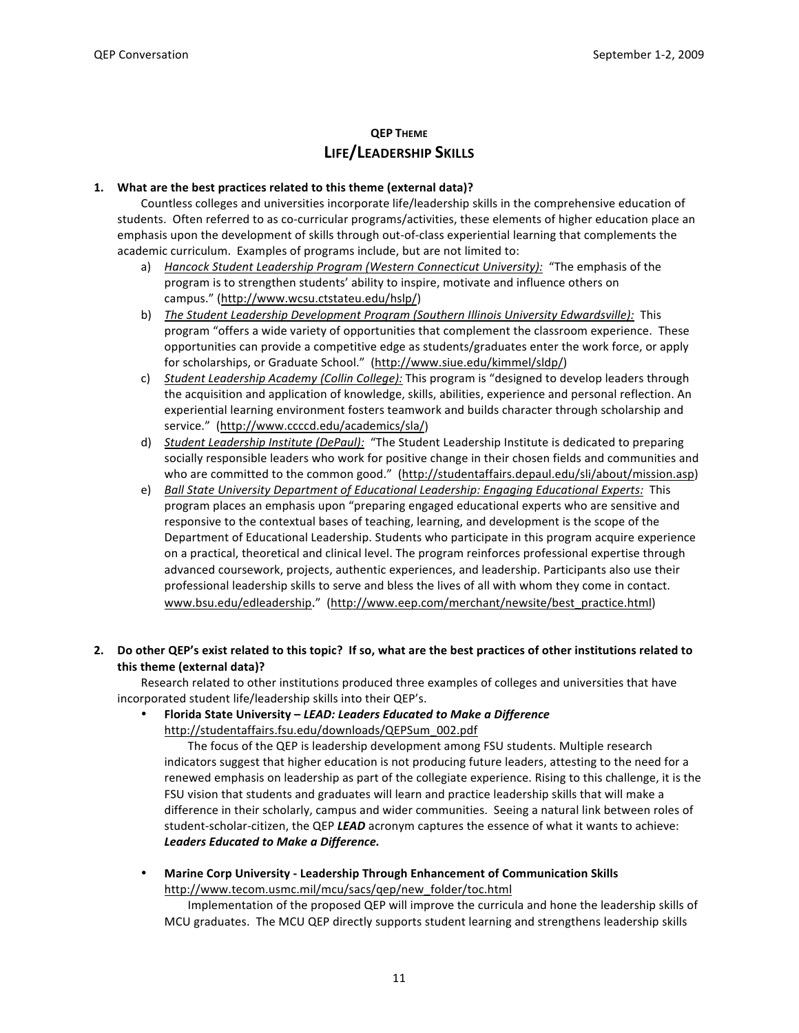## QEP THEME
## LIFE/LEADERSHIP SKILLS

**1. What are the best practices related to this theme (external data)?**

Countless colleges and universities incorporate life/leadership skills in the comprehensive education of students. Often referred to as co-curricular programs/activities, these elements of higher education place an emphasis upon the development of skills through out-of-class experiential learning that complements the academic curriculum. Examples of programs include, but are not limited to:

a) *Hancock Student Leadership Program (Western Connecticut University):* "The emphasis of the program is to strengthen students' ability to inspire, motivate and influence others on campus." (http://www.wcsu.ctstateu.edu/hslp/)

b) *The Student Leadership Development Program (Southern Illinois University Edwardsville):* This program "offers a wide variety of opportunities that complement the classroom experience. These opportunities can provide a competitive edge as students/graduates enter the work force, or apply for scholarships, or Graduate School." (http://www.siue.edu/kimmel/sldp/)

c) *Student Leadership Academy (Collin College):* This program is "designed to develop leaders through the acquisition and application of knowledge, skills, abilities, experience and personal reflection. An experiential learning environment fosters teamwork and builds character through scholarship and service." (http://www.ccccd.edu/academics/sla/)

d) *Student Leadership Institute (DePaul):* "The Student Leadership Institute is dedicated to preparing socially responsible leaders who work for positive change in their chosen fields and communities and who are committed to the common good." (http://studentaffairs.depaul.edu/sli/about/mission.asp)

e) *Ball State University Department of Educational Leadership: Engaging Educational Experts:* This program places an emphasis upon "preparing engaged educational experts who are sensitive and responsive to the contextual bases of teaching, learning, and development is the scope of the Department of Educational Leadership. Students who participate in this program acquire experience on a practical, theoretical and clinical level. The program reinforces professional expertise through advanced coursework, projects, authentic experiences, and leadership. Participants also use their professional leadership skills to serve and bless the lives of all with whom they come in contact. www.bsu.edu/edleadership." (http://www.eep.com/merchant/newsite/best_practice.html)

**2. Do other QEP's exist related to this topic? If so, what are the best practices of other institutions related to this theme (external data)?**

Research related to other institutions produced three examples of colleges and universities that have incorporated student life/leadership skills into their QEP's.

- **Florida State University – *LEAD: Leaders Educated to Make a Difference***
  http://studentaffairs.fsu.edu/downloads/QEPSum_002.pdf

  The focus of the QEP is leadership development among FSU students. Multiple research indicators suggest that higher education is not producing future leaders, attesting to the need for a renewed emphasis on leadership as part of the collegiate experience. Rising to this challenge, it is the FSU vision that students and graduates will learn and practice leadership skills that will make a difference in their scholarly, campus and wider communities. Seeing a natural link between roles of student-scholar-citizen, the QEP ***LEAD*** acronym captures the essence of what it wants to achieve: ***Leaders Educated to Make a Difference.***

- **Marine Corp University - Leadership Through Enhancement of Communication Skills**
  http://www.tecom.usmc.mil/mcu/sacs/qep/new_folder/toc.html

  Implementation of the proposed QEP will improve the curricula and hone the leadership skills of MCU graduates. The MCU QEP directly supports student learning and strengthens leadership skills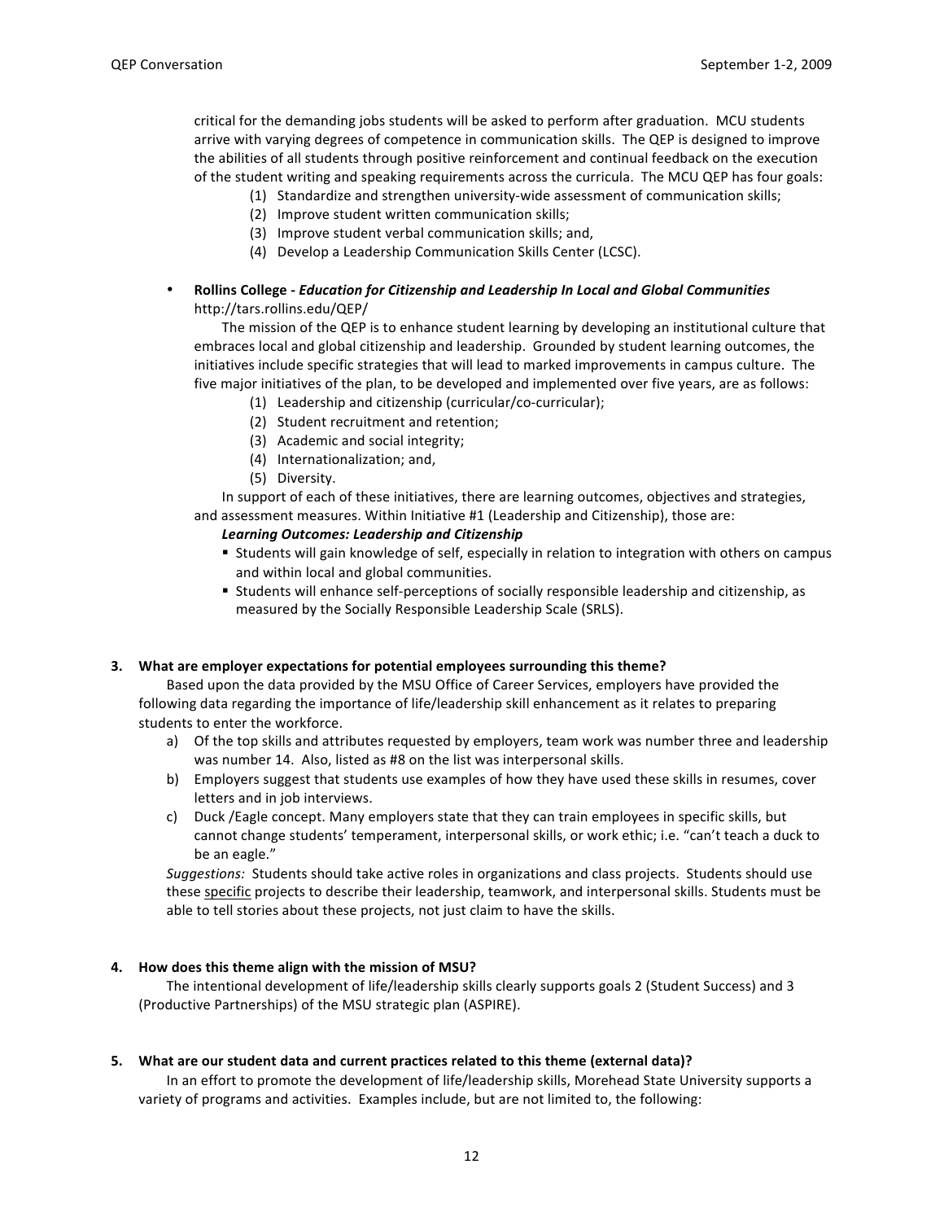critical for the demanding jobs students will be asked to perform after graduation. MCU students arrive with varying degrees of competence in communication skills. The QEP is designed to improve the abilities of all students through positive reinforcement and continual feedback on the execution of the student writing and speaking requirements across the curricula. The MCU QEP has four goals:

(1) Standardize and strengthen university-wide assessment of communication skills;
(2) Improve student written communication skills;
(3) Improve student verbal communication skills; and,
(4) Develop a Leadership Communication Skills Center (LCSC).

- **Rollins College - *Education for Citizenship and Leadership In Local and Global Communities***
  http://tars.rollins.edu/QEP/

  The mission of the QEP is to enhance student learning by developing an institutional culture that embraces local and global citizenship and leadership. Grounded by student learning outcomes, the initiatives include specific strategies that will lead to marked improvements in campus culture. The five major initiatives of the plan, to be developed and implemented over five years, are as follows:

  (1) Leadership and citizenship (curricular/co-curricular);
  (2) Student recruitment and retention;
  (3) Academic and social integrity;
  (4) Internationalization; and,
  (5) Diversity.

  In support of each of these initiatives, there are learning outcomes, objectives and strategies, and assessment measures. Within Initiative #1 (Leadership and Citizenship), those are:

  ***Learning Outcomes: Leadership and Citizenship***

  - Students will gain knowledge of self, especially in relation to integration with others on campus and within local and global communities.
  - Students will enhance self-perceptions of socially responsible leadership and citizenship, as measured by the Socially Responsible Leadership Scale (SRLS).

**3. What are employer expectations for potential employees surrounding this theme?**

Based upon the data provided by the MSU Office of Career Services, employers have provided the following data regarding the importance of life/leadership skill enhancement as it relates to preparing students to enter the workforce.

a) Of the top skills and attributes requested by employers, team work was number three and leadership was number 14. Also, listed as #8 on the list was interpersonal skills.
b) Employers suggest that students use examples of how they have used these skills in resumes, cover letters and in job interviews.
c) Duck /Eagle concept. Many employers state that they can train employees in specific skills, but cannot change students' temperament, interpersonal skills, or work ethic; i.e. "can't teach a duck to be an eagle."

*Suggestions:* Students should take active roles in organizations and class projects. Students should use these specific projects to describe their leadership, teamwork, and interpersonal skills. Students must be able to tell stories about these projects, not just claim to have the skills.

**4. How does this theme align with the mission of MSU?**

The intentional development of life/leadership skills clearly supports goals 2 (Student Success) and 3 (Productive Partnerships) of the MSU strategic plan (ASPIRE).

**5. What are our student data and current practices related to this theme (external data)?**

In an effort to promote the development of life/leadership skills, Morehead State University supports a variety of programs and activities. Examples include, but are not limited to, the following: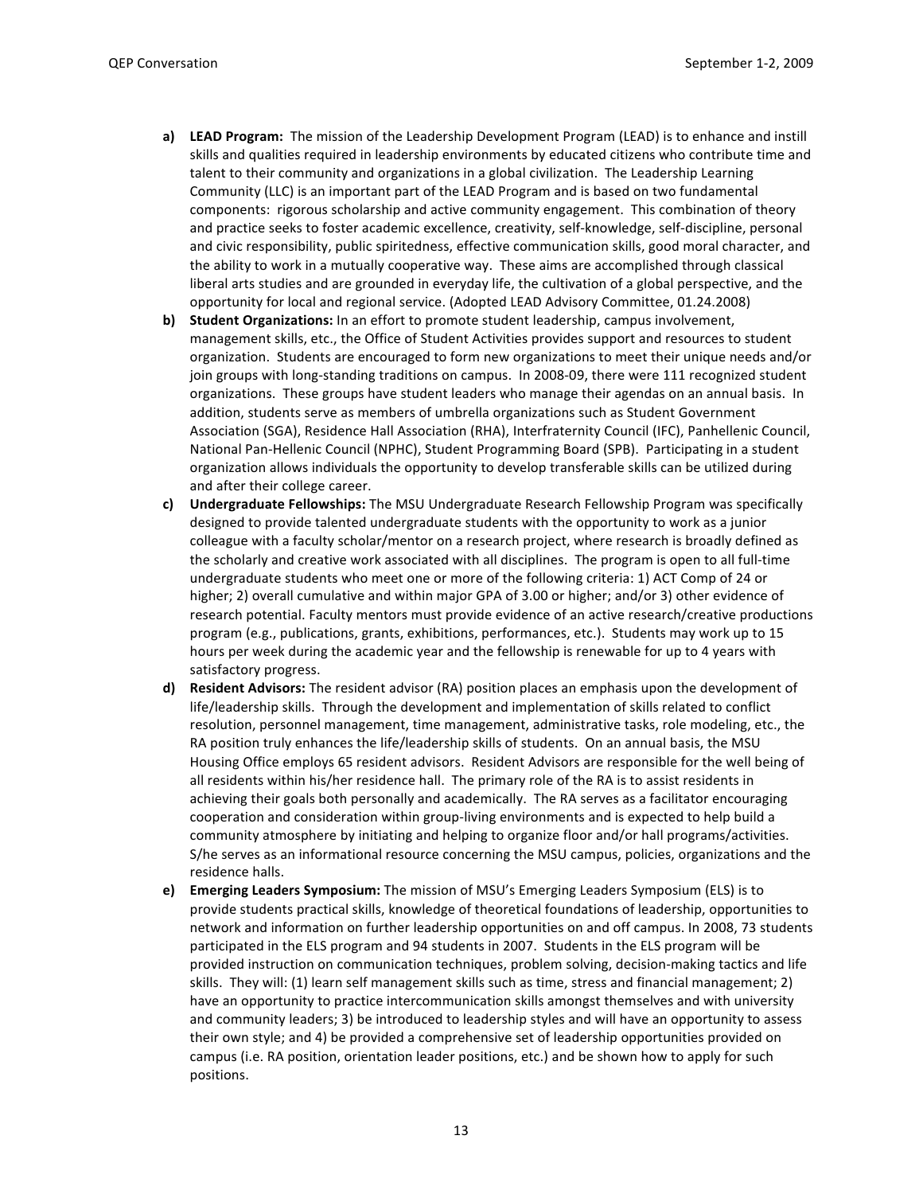a) **LEAD Program:** The mission of the Leadership Development Program (LEAD) is to enhance and instill skills and qualities required in leadership environments by educated citizens who contribute time and talent to their community and organizations in a global civilization. The Leadership Learning Community (LLC) is an important part of the LEAD Program and is based on two fundamental components: rigorous scholarship and active community engagement. This combination of theory and practice seeks to foster academic excellence, creativity, self-knowledge, self-discipline, personal and civic responsibility, public spiritedness, effective communication skills, good moral character, and the ability to work in a mutually cooperative way. These aims are accomplished through classical liberal arts studies and are grounded in everyday life, the cultivation of a global perspective, and the opportunity for local and regional service. (Adopted LEAD Advisory Committee, 01.24.2008)

b) **Student Organizations:** In an effort to promote student leadership, campus involvement, management skills, etc., the Office of Student Activities provides support and resources to student organization. Students are encouraged to form new organizations to meet their unique needs and/or join groups with long-standing traditions on campus. In 2008-09, there were 111 recognized student organizations. These groups have student leaders who manage their agendas on an annual basis. In addition, students serve as members of umbrella organizations such as Student Government Association (SGA), Residence Hall Association (RHA), Interfraternity Council (IFC), Panhellenic Council, National Pan-Hellenic Council (NPHC), Student Programming Board (SPB). Participating in a student organization allows individuals the opportunity to develop transferable skills can be utilized during and after their college career.

c) **Undergraduate Fellowships:** The MSU Undergraduate Research Fellowship Program was specifically designed to provide talented undergraduate students with the opportunity to work as a junior colleague with a faculty scholar/mentor on a research project, where research is broadly defined as the scholarly and creative work associated with all disciplines. The program is open to all full-time undergraduate students who meet one or more of the following criteria: 1) ACT Comp of 24 or higher; 2) overall cumulative and within major GPA of 3.00 or higher; and/or 3) other evidence of research potential. Faculty mentors must provide evidence of an active research/creative productions program (e.g., publications, grants, exhibitions, performances, etc.). Students may work up to 15 hours per week during the academic year and the fellowship is renewable for up to 4 years with satisfactory progress.

d) **Resident Advisors:** The resident advisor (RA) position places an emphasis upon the development of life/leadership skills. Through the development and implementation of skills related to conflict resolution, personnel management, time management, administrative tasks, role modeling, etc., the RA position truly enhances the life/leadership skills of students. On an annual basis, the MSU Housing Office employs 65 resident advisors. Resident Advisors are responsible for the well being of all residents within his/her residence hall. The primary role of the RA is to assist residents in achieving their goals both personally and academically. The RA serves as a facilitator encouraging cooperation and consideration within group-living environments and is expected to help build a community atmosphere by initiating and helping to organize floor and/or hall programs/activities. S/he serves as an informational resource concerning the MSU campus, policies, organizations and the residence halls.

e) **Emerging Leaders Symposium:** The mission of MSU's Emerging Leaders Symposium (ELS) is to provide students practical skills, knowledge of theoretical foundations of leadership, opportunities to network and information on further leadership opportunities on and off campus. In 2008, 73 students participated in the ELS program and 94 students in 2007. Students in the ELS program will be provided instruction on communication techniques, problem solving, decision-making tactics and life skills. They will: (1) learn self management skills such as time, stress and financial management; 2) have an opportunity to practice intercommunication skills amongst themselves and with university and community leaders; 3) be introduced to leadership styles and will have an opportunity to assess their own style; and 4) be provided a comprehensive set of leadership opportunities provided on campus (i.e. RA position, orientation leader positions, etc.) and be shown how to apply for such positions.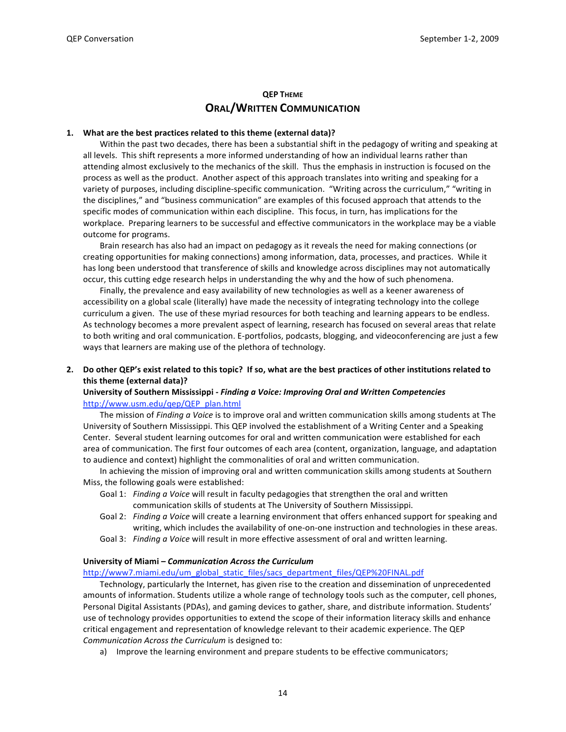## QEP THEME
# ORAL/WRITTEN COMMUNICATION

**1. What are the best practices related to this theme (external data)?**

Within the past two decades, there has been a substantial shift in the pedagogy of writing and speaking at all levels. This shift represents a more informed understanding of how an individual learns rather than attending almost exclusively to the mechanics of the skill. Thus the emphasis in instruction is focused on the process as well as the product. Another aspect of this approach translates into writing and speaking for a variety of purposes, including discipline-specific communication. "Writing across the curriculum," "writing in the disciplines," and "business communication" are examples of this focused approach that attends to the specific modes of communication within each discipline. This focus, in turn, has implications for the workplace. Preparing learners to be successful and effective communicators in the workplace may be a viable outcome for programs.

Brain research has also had an impact on pedagogy as it reveals the need for making connections (or creating opportunities for making connections) among information, data, processes, and practices. While it has long been understood that transference of skills and knowledge across disciplines may not automatically occur, this cutting edge research helps in understanding the why and the how of such phenomena.

Finally, the prevalence and easy availability of new technologies as well as a keener awareness of accessibility on a global scale (literally) have made the necessity of integrating technology into the college curriculum a given. The use of these myriad resources for both teaching and learning appears to be endless. As technology becomes a more prevalent aspect of learning, research has focused on several areas that relate to both writing and oral communication. E-portfolios, podcasts, blogging, and videoconferencing are just a few ways that learners are making use of the plethora of technology.

**2. Do other QEP's exist related to this topic? If so, what are the best practices of other institutions related to this theme (external data)?**

**University of Southern Mississippi - *Finding a Voice: Improving Oral and Written Competencies***
http://www.usm.edu/qep/QEP_plan.html

The mission of *Finding a Voice* is to improve oral and written communication skills among students at The University of Southern Mississippi. This QEP involved the establishment of a Writing Center and a Speaking Center. Several student learning outcomes for oral and written communication were established for each area of communication. The first four outcomes of each area (content, organization, language, and adaptation to audience and context) highlight the commonalities of oral and written communication.

In achieving the mission of improving oral and written communication skills among students at Southern Miss, the following goals were established:

- Goal 1: *Finding a Voice* will result in faculty pedagogies that strengthen the oral and written communication skills of students at The University of Southern Mississippi.
- Goal 2: *Finding a Voice* will create a learning environment that offers enhanced support for speaking and writing, which includes the availability of one-on-one instruction and technologies in these areas.
- Goal 3: *Finding a Voice* will result in more effective assessment of oral and written learning.

**University of Miami – *Communication Across the Curriculum***
http://www7.miami.edu/um_global_static_files/sacs_department_files/QEP%20FINAL.pdf

Technology, particularly the Internet, has given rise to the creation and dissemination of unprecedented amounts of information. Students utilize a whole range of technology tools such as the computer, cell phones, Personal Digital Assistants (PDAs), and gaming devices to gather, share, and distribute information. Students' use of technology provides opportunities to extend the scope of their information literacy skills and enhance critical engagement and representation of knowledge relevant to their academic experience. The QEP *Communication Across the Curriculum* is designed to:

a) Improve the learning environment and prepare students to be effective communicators;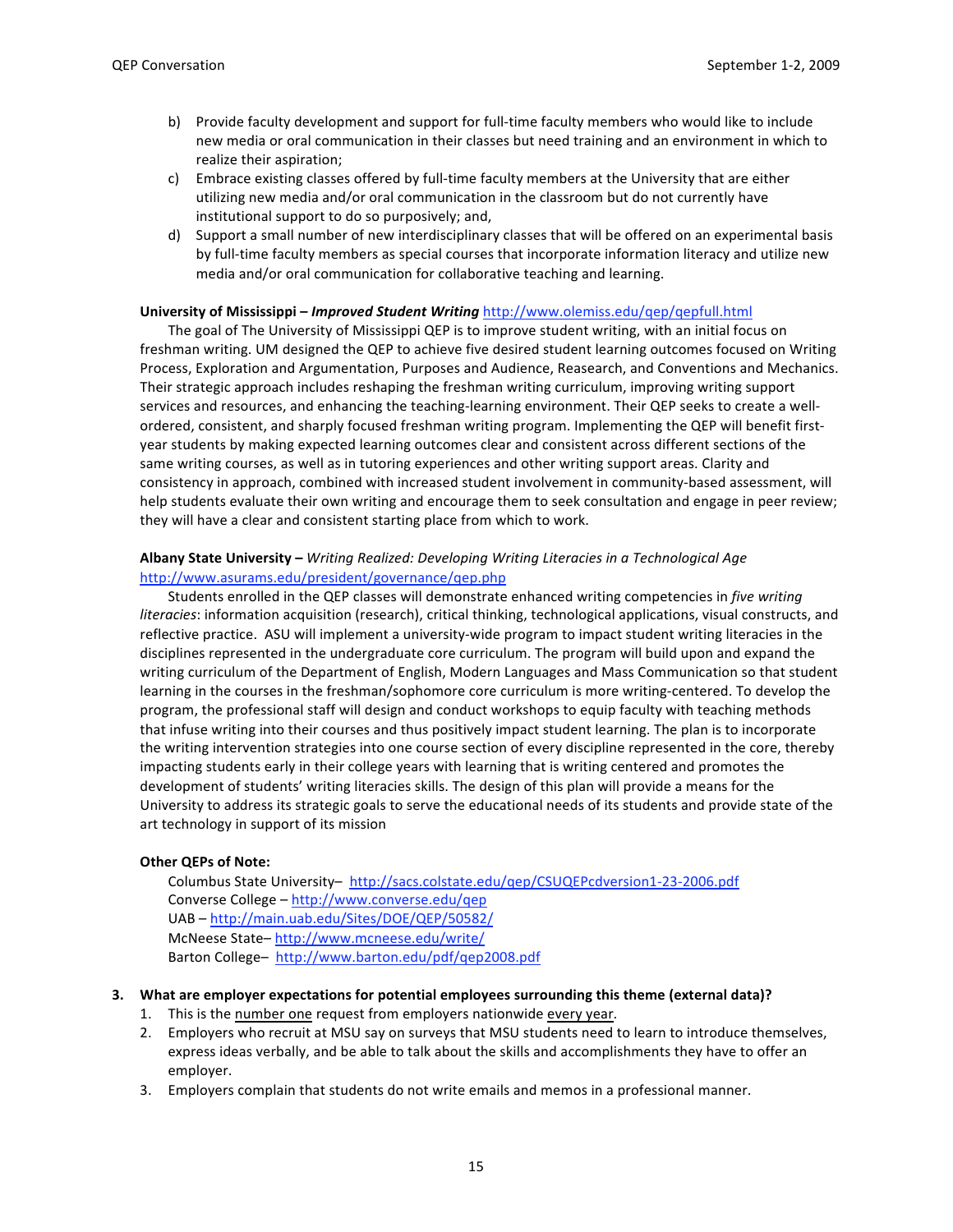b) Provide faculty development and support for full-time faculty members who would like to include new media or oral communication in their classes but need training and an environment in which to realize their aspiration;

c) Embrace existing classes offered by full-time faculty members at the University that are either utilizing new media and/or oral communication in the classroom but do not currently have institutional support to do so purposively; and,

d) Support a small number of new interdisciplinary classes that will be offered on an experimental basis by full-time faculty members as special courses that incorporate information literacy and utilize new media and/or oral communication for collaborative teaching and learning.

**University of Mississippi – *Improved Student Writing*** http://www.olemiss.edu/qep/qepfull.html

The goal of The University of Mississippi QEP is to improve student writing, with an initial focus on freshman writing. UM designed the QEP to achieve five desired student learning outcomes focused on Writing Process, Exploration and Argumentation, Purposes and Audience, Reasearch, and Conventions and Mechanics. Their strategic approach includes reshaping the freshman writing curriculum, improving writing support services and resources, and enhancing the teaching-learning environment. Their QEP seeks to create a well-ordered, consistent, and sharply focused freshman writing program. Implementing the QEP will benefit first-year students by making expected learning outcomes clear and consistent across different sections of the same writing courses, as well as in tutoring experiences and other writing support areas. Clarity and consistency in approach, combined with increased student involvement in community-based assessment, will help students evaluate their own writing and encourage them to seek consultation and engage in peer review; they will have a clear and consistent starting place from which to work.

**Albany State University –** *Writing Realized: Developing Writing Literacies in a Technological Age* http://www.asurams.edu/president/governance/qep.php

Students enrolled in the QEP classes will demonstrate enhanced writing competencies in *five writing literacies*: information acquisition (research), critical thinking, technological applications, visual constructs, and reflective practice. ASU will implement a university-wide program to impact student writing literacies in the disciplines represented in the undergraduate core curriculum. The program will build upon and expand the writing curriculum of the Department of English, Modern Languages and Mass Communication so that student learning in the courses in the freshman/sophomore core curriculum is more writing-centered. To develop the program, the professional staff will design and conduct workshops to equip faculty with teaching methods that infuse writing into their courses and thus positively impact student learning. The plan is to incorporate the writing intervention strategies into one course section of every discipline represented in the core, thereby impacting students early in their college years with learning that is writing centered and promotes the development of students' writing literacies skills. The design of this plan will provide a means for the University to address its strategic goals to serve the educational needs of its students and provide state of the art technology in support of its mission

**Other QEPs of Note:**

Columbus State University– http://sacs.colstate.edu/qep/CSUQEPcdversion1-23-2006.pdf
Converse College – http://www.converse.edu/qep
UAB – http://main.uab.edu/Sites/DOE/QEP/50582/
McNeese State– http://www.mcneese.edu/write/
Barton College– http://www.barton.edu/pdf/qep2008.pdf

**3. What are employer expectations for potential employees surrounding this theme (external data)?**

1. This is the <u>number one</u> request from employers nationwide <u>every year</u>.
2. Employers who recruit at MSU say on surveys that MSU students need to learn to introduce themselves, express ideas verbally, and be able to talk about the skills and accomplishments they have to offer an employer.
3. Employers complain that students do not write emails and memos in a professional manner.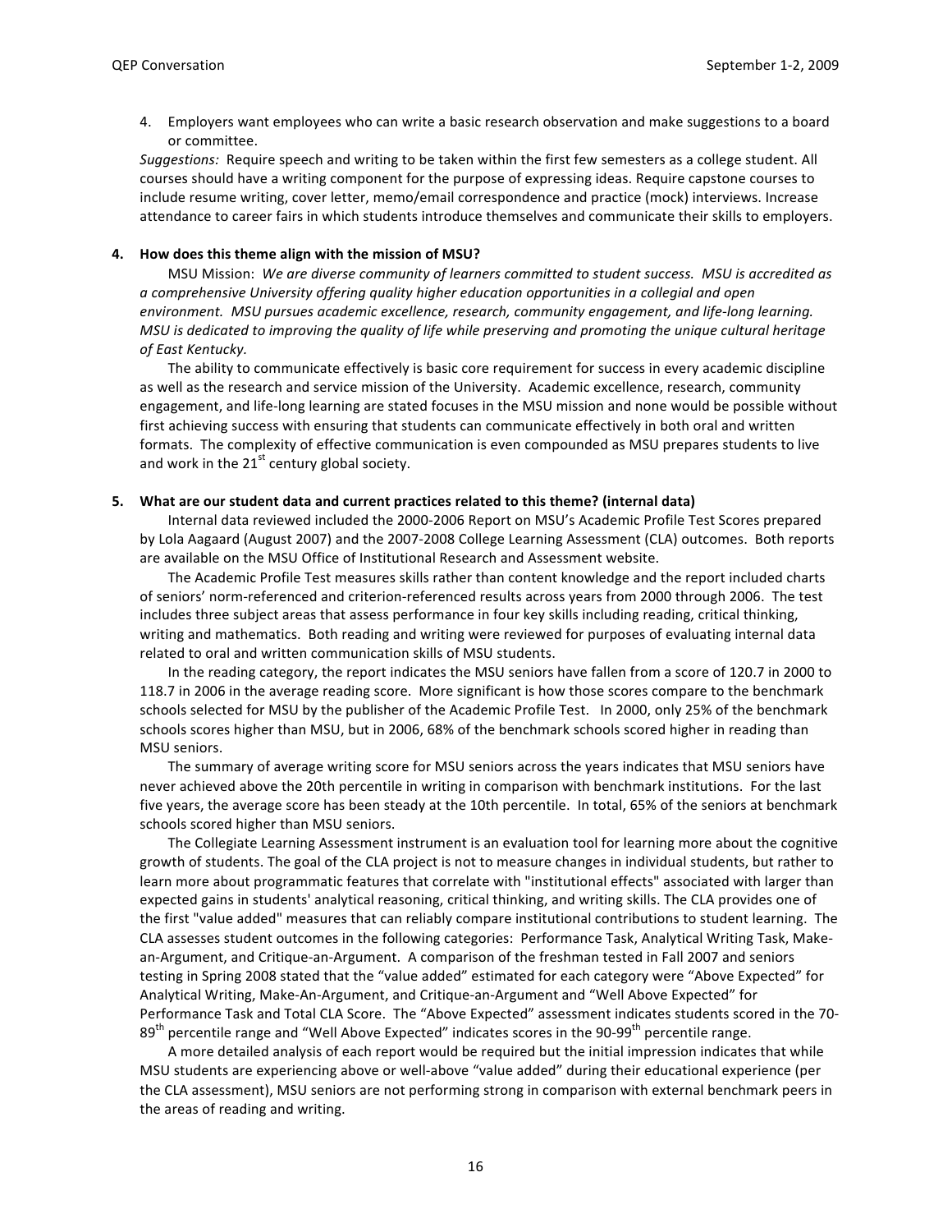4. Employers want employees who can write a basic research observation and make suggestions to a board or committee.

*Suggestions:* Require speech and writing to be taken within the first few semesters as a college student. All courses should have a writing component for the purpose of expressing ideas. Require capstone courses to include resume writing, cover letter, memo/email correspondence and practice (mock) interviews. Increase attendance to career fairs in which students introduce themselves and communicate their skills to employers.

**4. How does this theme align with the mission of MSU?**

MSU Mission: *We are diverse community of learners committed to student success. MSU is accredited as a comprehensive University offering quality higher education opportunities in a collegial and open environment. MSU pursues academic excellence, research, community engagement, and life-long learning. MSU is dedicated to improving the quality of life while preserving and promoting the unique cultural heritage of East Kentucky.*

The ability to communicate effectively is basic core requirement for success in every academic discipline as well as the research and service mission of the University. Academic excellence, research, community engagement, and life-long learning are stated focuses in the MSU mission and none would be possible without first achieving success with ensuring that students can communicate effectively in both oral and written formats. The complexity of effective communication is even compounded as MSU prepares students to live and work in the 21st century global society.

**5. What are our student data and current practices related to this theme? (internal data)**

Internal data reviewed included the 2000-2006 Report on MSU's Academic Profile Test Scores prepared by Lola Aagaard (August 2007) and the 2007-2008 College Learning Assessment (CLA) outcomes. Both reports are available on the MSU Office of Institutional Research and Assessment website.

The Academic Profile Test measures skills rather than content knowledge and the report included charts of seniors' norm-referenced and criterion-referenced results across years from 2000 through 2006. The test includes three subject areas that assess performance in four key skills including reading, critical thinking, writing and mathematics. Both reading and writing were reviewed for purposes of evaluating internal data related to oral and written communication skills of MSU students.

In the reading category, the report indicates the MSU seniors have fallen from a score of 120.7 in 2000 to 118.7 in 2006 in the average reading score. More significant is how those scores compare to the benchmark schools selected for MSU by the publisher of the Academic Profile Test. In 2000, only 25% of the benchmark schools scores higher than MSU, but in 2006, 68% of the benchmark schools scored higher in reading than MSU seniors.

The summary of average writing score for MSU seniors across the years indicates that MSU seniors have never achieved above the 20th percentile in writing in comparison with benchmark institutions. For the last five years, the average score has been steady at the 10th percentile. In total, 65% of the seniors at benchmark schools scored higher than MSU seniors.

The Collegiate Learning Assessment instrument is an evaluation tool for learning more about the cognitive growth of students. The goal of the CLA project is not to measure changes in individual students, but rather to learn more about programmatic features that correlate with "institutional effects" associated with larger than expected gains in students' analytical reasoning, critical thinking, and writing skills. The CLA provides one of the first "value added" measures that can reliably compare institutional contributions to student learning. The CLA assesses student outcomes in the following categories: Performance Task, Analytical Writing Task, Make-an-Argument, and Critique-an-Argument. A comparison of the freshman tested in Fall 2007 and seniors testing in Spring 2008 stated that the "value added" estimated for each category were "Above Expected" for Analytical Writing, Make-An-Argument, and Critique-an-Argument and "Well Above Expected" for Performance Task and Total CLA Score. The "Above Expected" assessment indicates students scored in the 70-89th percentile range and "Well Above Expected" indicates scores in the 90-99th percentile range.

A more detailed analysis of each report would be required but the initial impression indicates that while MSU students are experiencing above or well-above "value added" during their educational experience (per the CLA assessment), MSU seniors are not performing strong in comparison with external benchmark peers in the areas of reading and writing.